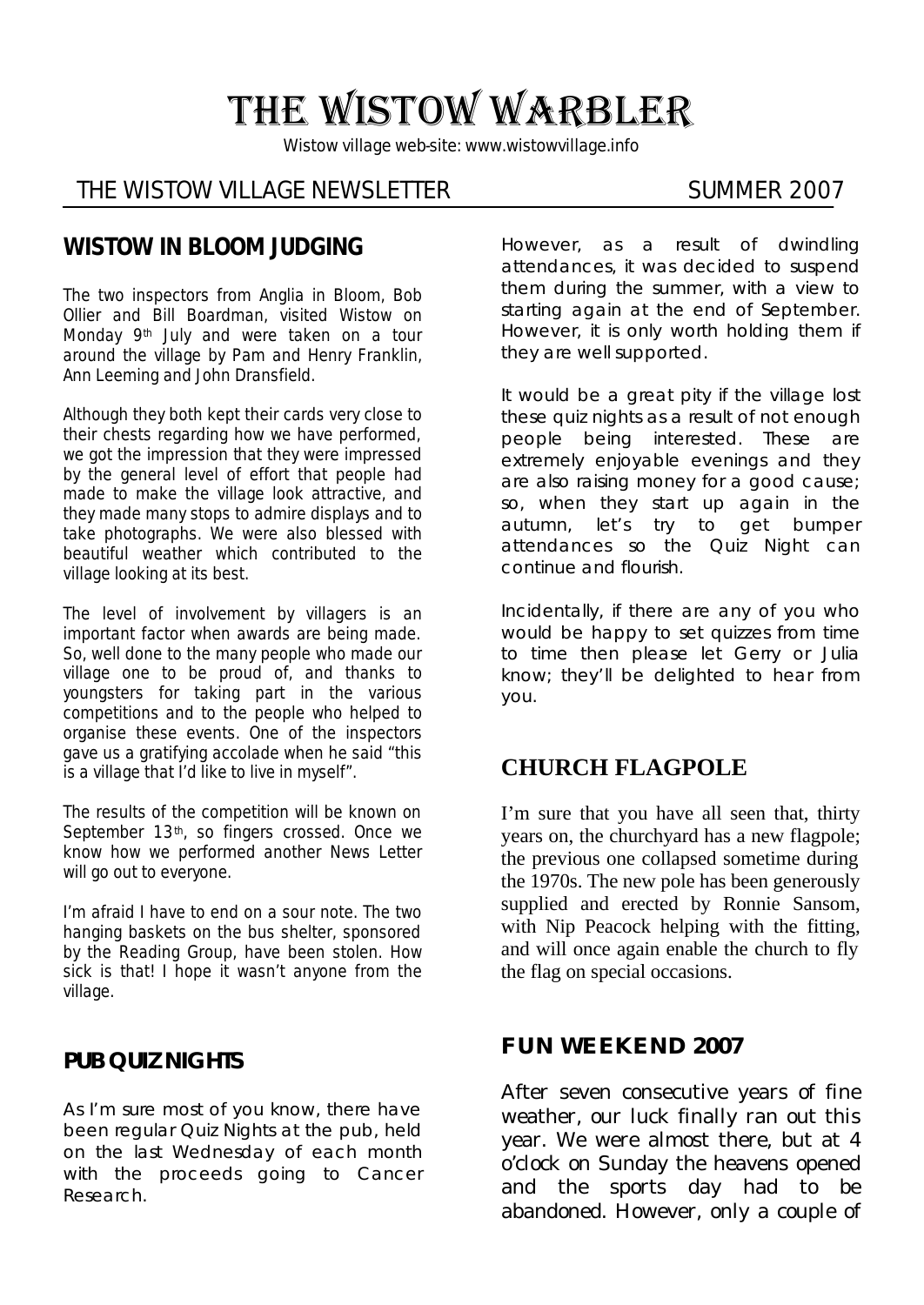# THE WISTOW WARBLER

Wistow village web-site: www.wistowvillage.info

THE WISTOW VILLAGE NEWSLETTER SUMMER 2007

## WISTOW IN BLOOM JUDGING

The two inspectors from Anglia in Bloom, Bob Ollier and Bill Boardman, visited Wistow on Monday 9th July and were taken on a tour around the village by Pam and Henry Franklin, Ann Leeming and John Dransfield.

Although they both kept their cards very close to their chests regarding how we have performed, we got the impression that they were impressed by the general level of effort that people had made to make the village look attractive, and they made many stops to admire displays and to take photographs. We were also blessed with beautiful weather which contributed to the village looking at its best.

The level of involvement by villagers is an important factor when awards are being made. So, well done to the many people who made our village one to be proud of, and thanks to youngsters for taking part in the various competitions and to the people who helped to organise these events. One of the inspectors gave us a gratifying accolade when he said "this is a village that I'd like to live in myself".

The results of the competition will be known on September 13th, so fingers crossed. Once we know how we performed another News Letter will go out to everyone.

I'm afraid I have to end on a sour note. The two hanging baskets on the bus shelter, sponsored by the Reading Group, have been stolen. How sick is that! I hope it wasn't anyone from the village.

## PUB QUIZ NIGHTS

As I'm sure most of you know, there have been regular Quiz Nights at the pub, held on the last Wednesday of each month with the proceeds going to Cancer Research.

However, as a result of dwindling attendances, it was decided to suspend them during the summer, with a view to starting again at the end of September. However, it is only worth holding them if they are well supported.

It would be a great pity if the village lost these quiz nights as a result of not enough people being interested. These are extremely enjoyable evenings and they are also raising money for a good cause; so, when they start up again in the autumn, let's try to get bumper attendances so the Quiz Night can continue and flourish.

Incidentally, if there are any of you who would be happy to set quizzes from time to time then please let Gerry or Julia know; they'll be delighted to hear from you.

## CHURCH FLAGPOLE

I'm sure that you have all seen that, thirty years on, the churchyard has a new flagpole; the previous one collapsed sometime during the 1970s. The new pole has been generously supplied and erected by Ronnie Sansom, with Nip Peacock helping with the fitting, and will once again enable the church to fly the flag on special occasions.

## FUN WEEKEND 2007

After seven consecutive years of fine weather, our luck finally ran out this year. We were almost there, but at 4 o'clock on Sunday the heavens opened and the sports day had to be abandoned. However, only a couple of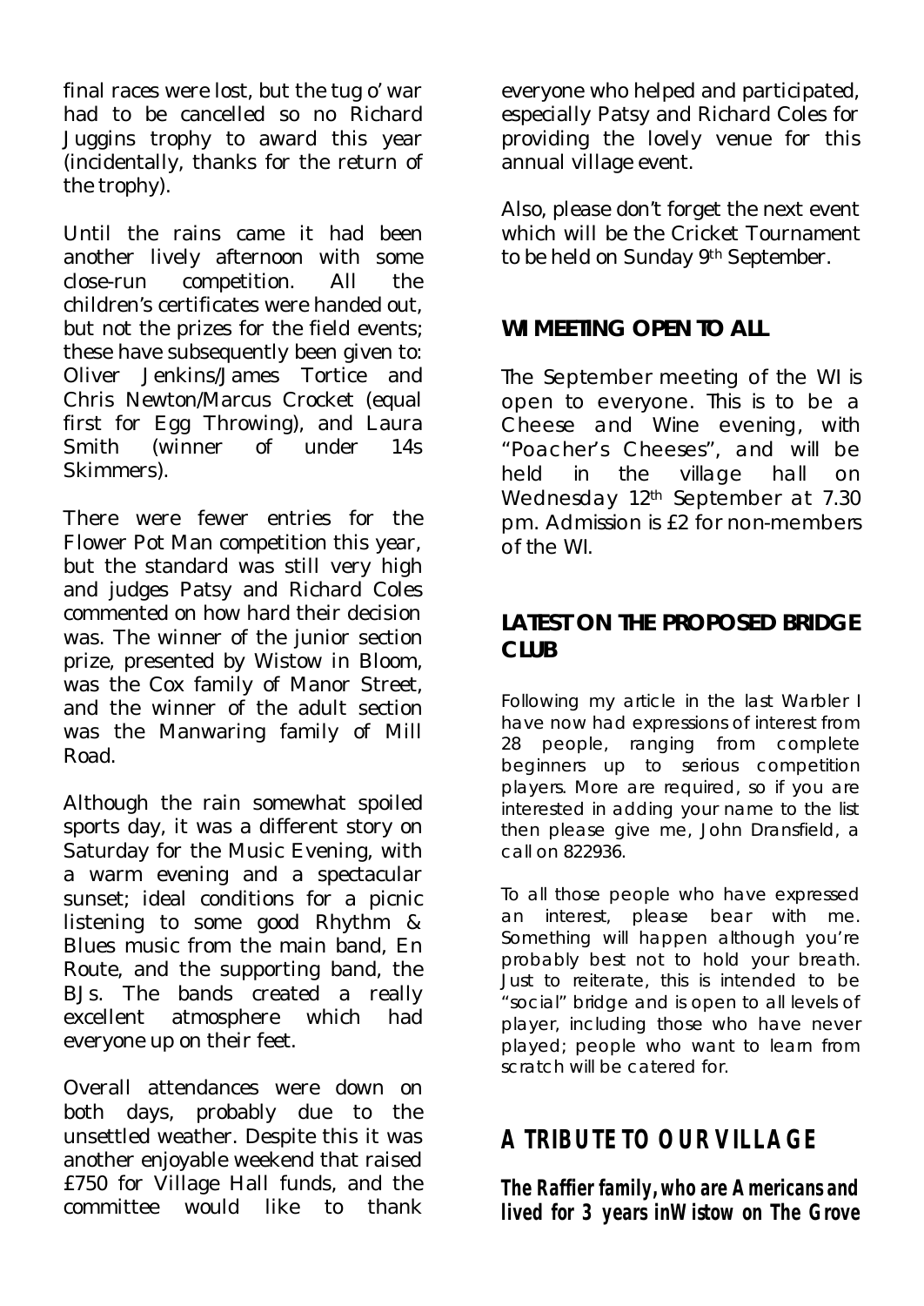final races were lost, but the tug o' war had to be cancelled so no Richard Juggins trophy to award this year (incidentally, thanks for the return of the trophy).

Until the rains came it had been another lively afternoon with some close-run competition. All the children's certificates were handed out, but not the prizes for the field events; these have subsequently been given to: Oliver Jenkins/James Tortice and Chris Newton/Marcus Crocket (equal first for Egg Throwing), and Laura Smith (winner of under 14s Skimmers).

There were fewer entries for the Flower Pot Man competition this year, but the standard was still very high and judges Patsy and Richard Coles commented on how hard their decision was. The winner of the junior section prize, presented by Wistow in Bloom, was the Cox family of Manor Street, and the winner of the adult section was the Manwaring family of Mill Road.

Although the rain somewhat spoiled sports day, it was a different story on Saturday for the Music Evening, with a warm evening and a spectacular sunset; ideal conditions for a picnic listening to some good Rhythm & Blues music from the main band, En Route, and the supporting band, the BJs. The bands created a really excellent atmosphere which had everyone up on their feet.

Overall attendances were down on both days, probably due to the unsettled weather. Despite this it was another enjoyable weekend that raised £750 for Village Hall funds, and the committee would like to thank everyone who helped and participated, especially Patsy and Richard Coles for providing the lovely venue for this annual village event.

Also, please don't forget the next event which will be the Cricket Tournament to be held on Sunday 9th September.

## WI MEETING OPEN TO ALL

The September meeting of the WI is open to everyone. This is to be a Cheese and Wine evening, with "Poacher's Cheeses", and will be held in the village hall on Wednesday 12th September at 7.30 pm. Admission is £2 for non-members of the WI.

## LATEST ON THE PROPOSED BRIDGE CLUB

Following my article in the last Warbler I have now had expressions of interest from 28 people, ranging from complete beginners up to serious competition players. More are required, so if you are interested in adding your name to the list then please give me, John Dransfield, a call on 822936.

To all those people who have expressed an interest, please bear with me. Something will happen although you're probably best not to hold your breath. Just to reiterate, this is intended to be "social" bridge and is open to all levels of player, including those who have never played; people who want to learn from scratch will be catered for.

## A TRIBUTE TO OUR VILLAGE

**The Raffier family, who are Americans and lived for 3 years in Wistow on The Grove**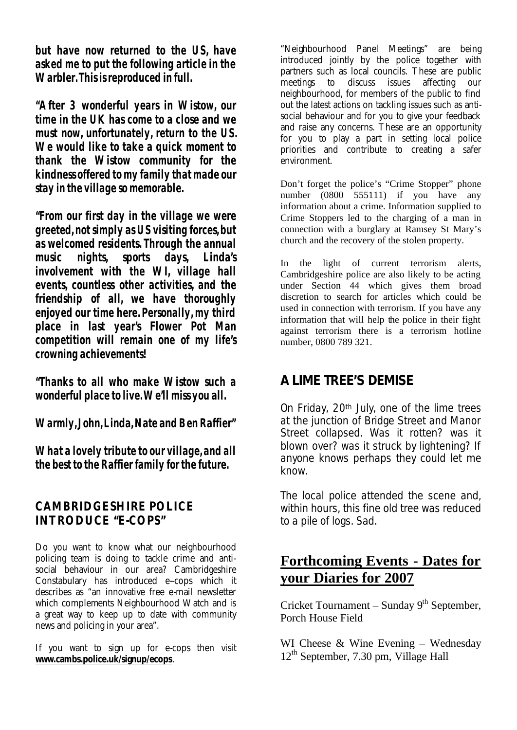**but have now returned to the US, have asked me to put the following article in the Warbler. This is reproduced in full.**

***"After 3 wonderful years in Wistow, our time in the UK has come to a close and we must now, unfortunately, return to the US. We would like to take a quick moment to thank the Wistow community for the kindness offered to my family that made our stay in the village so memorable.***

***"From our first day in the village we were greeted, not simply as US visiting forces, but as welcomed residents. Through the annual music nights, sports days, Linda's involvement with the WI, village hall events, countless other activities, and the friendship of all, we have thoroughly enjoyed our time here. Personally, my third place in last year's Flower Pot Man competition will remain one of my life's crowning achievements!***

***"Thanks to all who make Wistow such a wonderful place to live. We'll miss you all.***

***Warmly, John, Linda, Nate and Ben Raffier"***

***What a lovely tribute to our village, and all the best to the Raffier family for the future.***

## CAMBRIDGESHIRE POLICE INTRODUCE "E-COPS"

Do you want to know what our neighbourhood policing team is doing to tackle crime and anti-social behaviour in our area? Cambridgeshire Constabulary has introduced e--cops which it describes as "an innovative free e-mail newsletter which complements Neighbourhood Watch and is a great way to keep up to date with community news and policing in your area".

If you want to sign up for e-cops then visit **www.cambs.police.uk/signup/ecops**.

"Neighbourhood Panel Meetings" are being introduced jointly by the police together with partners such as local councils. These are public meetings to discuss issues affecting our neighbourhood, for members of the public to find out the latest actions on tackling issues such as anti-social behaviour and for you to give your feedback and raise any concerns. These are an opportunity for you to play a part in setting local police priorities and contribute to creating a safer environment.

Don't forget the police's "Crime Stopper" phone number (0800 555111) if you have any information about a crime. Information supplied to Crime Stoppers led to the charging of a man in connection with a burglary at Ramsey St Mary's church and the recovery of the stolen property.

In the light of current terrorism alerts, Cambridgeshire police are also likely to be acting under Section 44 which gives them broad discretion to search for articles which could be used in connection with terrorism. If you have any information that will help the police in their fight against terrorism there is a terrorism hotline number, 0800 789 321.

## A LIME TREE'S DEMISE

On Friday, 20th July, one of the lime trees at the junction of Bridge Street and Manor Street collapsed. Was it rotten? was it blown over? was it struck by lightening? If anyone knows perhaps they could let me know.

The local police attended the scene and, within hours, this fine old tree was reduced to a pile of logs. Sad.

## Forthcoming Events - Dates for your Diaries for 2007

Cricket Tournament – Sunday 9th September, Porch House Field

WI Cheese & Wine Evening – Wednesday 12th September, 7.30 pm, Village Hall